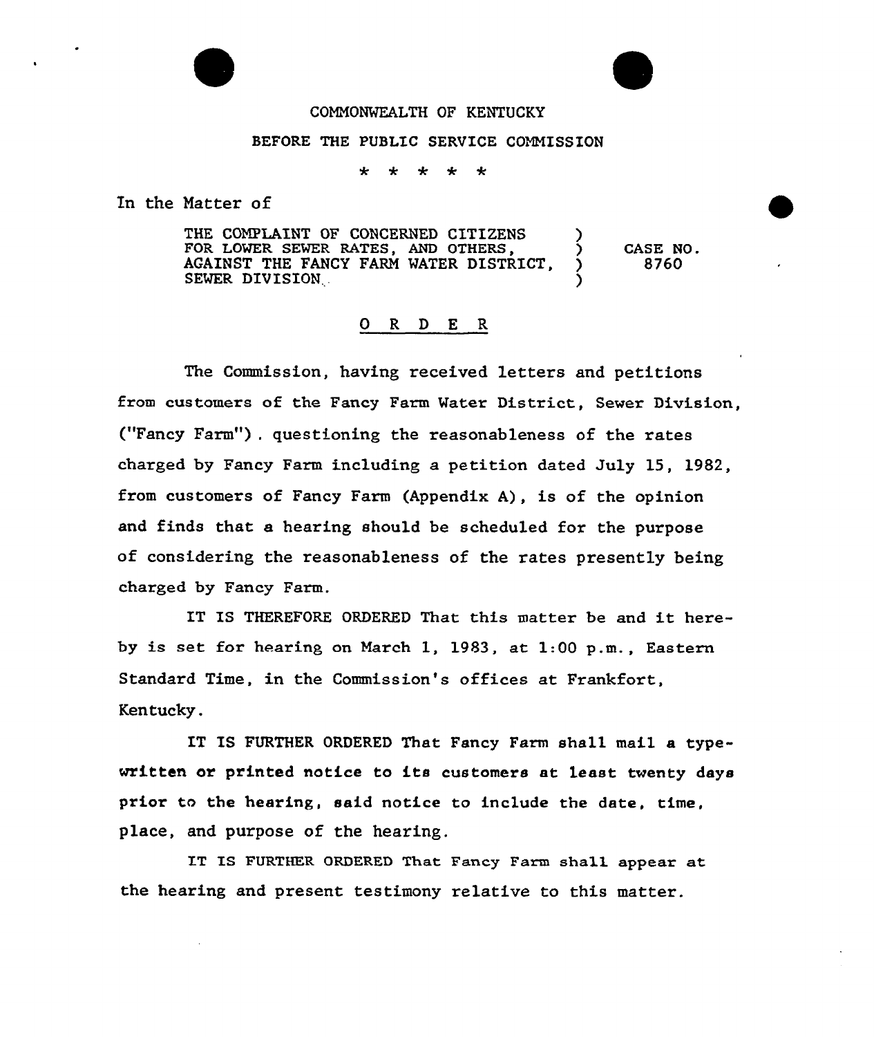COMMONWEALTH OF KENTUCKY

BEFORE THE PUBLIC SERVICE COMMISSION

\* \* \* \* \*

In the Matter of

| | | |
|---|---|---|
| THE COMPLAINT OF CONCERNED CITIZENS FOR LOWER SEWER RATES, AND OTHERS, AGAINST THE FANCY FARM WATER DISTRICT, SEWER DIVISION | ) ) ) ) | CASE NO. 8760 |

## O R D E R

The Commission, having received letters and petitions from customers of the Fancy Farm Water District, Sewer Division, ("Fancy Farm") . questioning the reasonableness of the rates charged by Fancy Farm including a petition dated July 15, 1982, from customers of Fancy Farm (Appendix A), is of the opinion and finds that a hearing should be scheduled for the purpose of considering the reasonableness of the rates presently being charged by Fancy Farm.

IT IS THEREFORE ORDERED That this matter be and it hereby is set for hearing on March 1, 1983, at 1:00 p.m., Eastern Standard Time, in the Commission's offices at Frankfort, Kentucky.

IT IS FURTHER ORDERED That Fancy Farm shall mail a typewritten or printed notice to its customers at least twenty days prior to the hearing, said notice to include the date, time, place, and purpose of the hearing.

IT IS FURTHER ORDERED That Fancy Farm shall appear at the hearing and present testimony relative to this matter.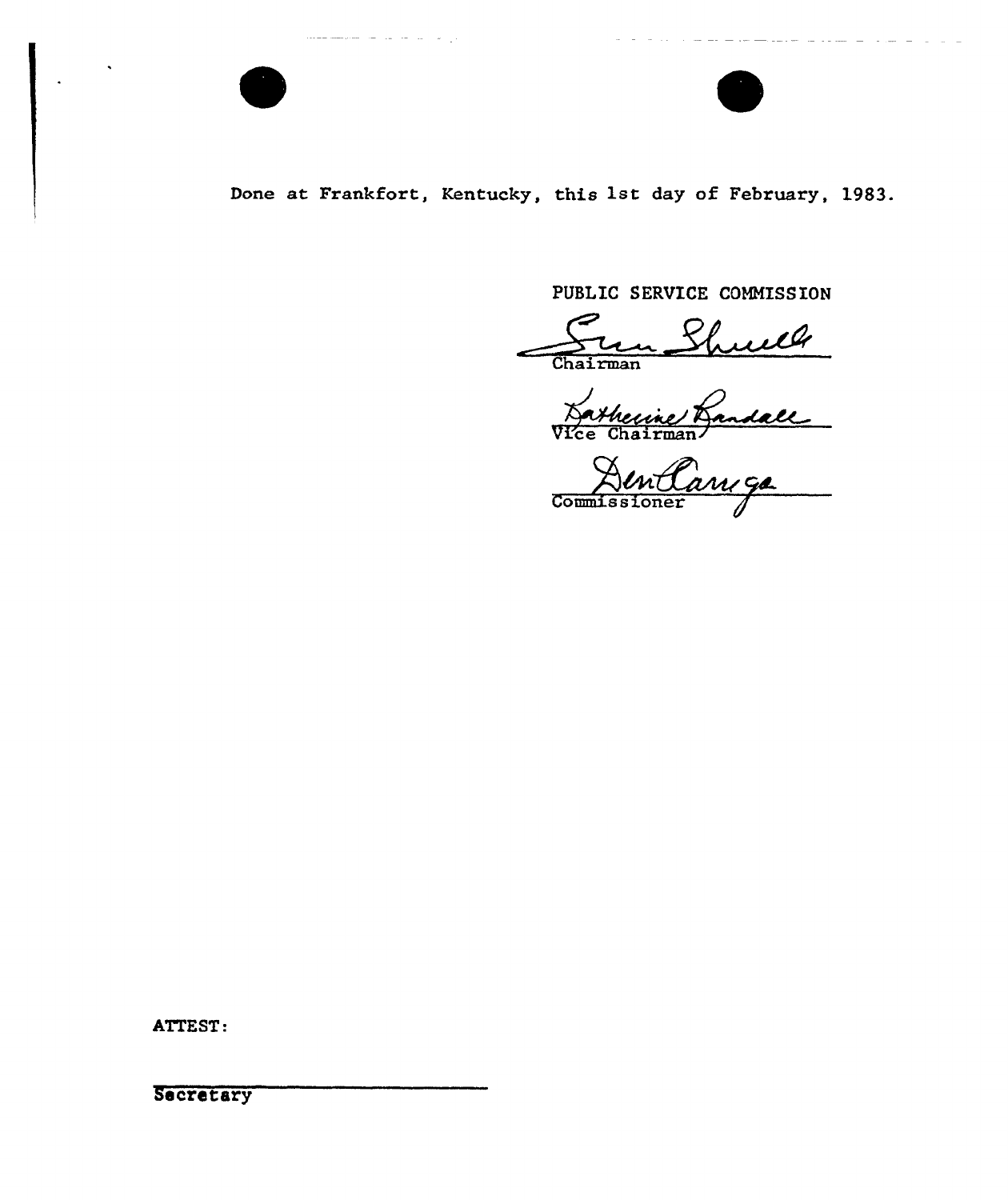Done at Frankfort, Kentucky, this 1st day of February, 1983.

PUBLIC SERVICE COMMISSION

Chairman

Vice Chairman

Commissioner

ATTEST:

Secretary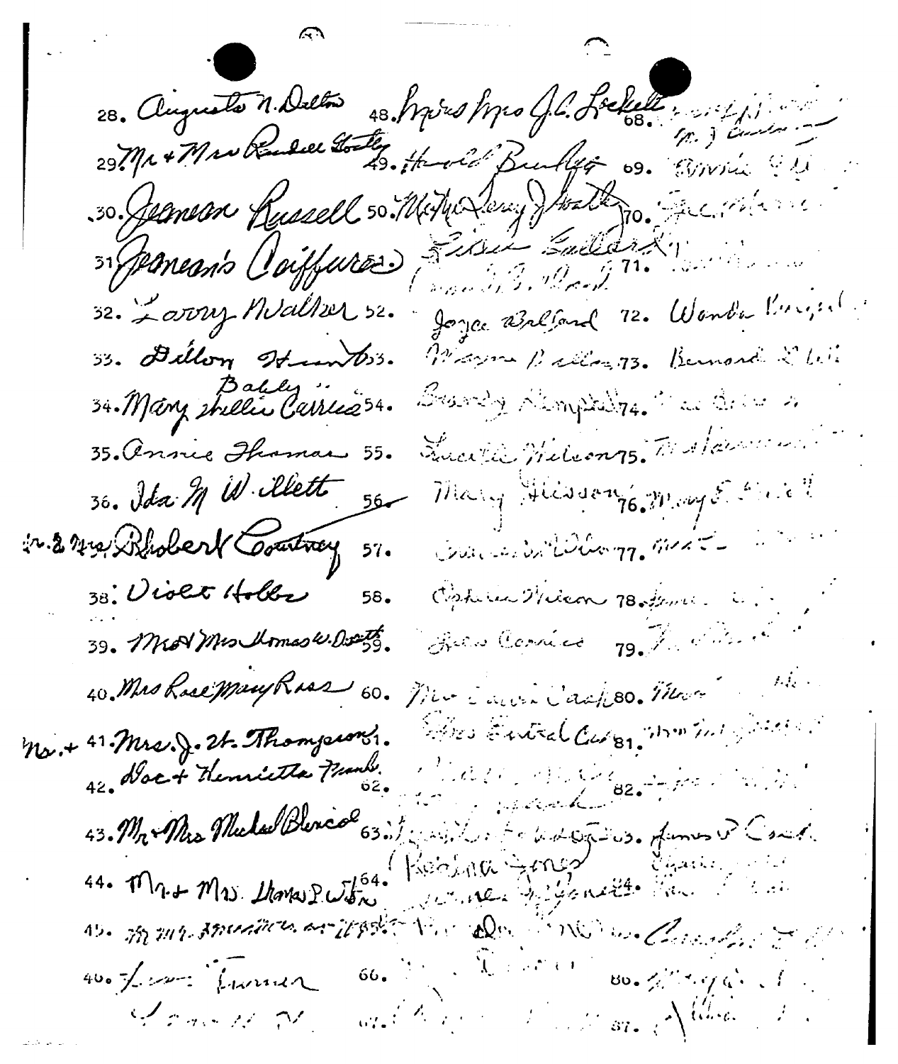28. Augusta N. Dalton
29. Mr + Mrs Russell Gentry
30. Jeanean Russell
31. Jeanean's Coiffures
32. Larry Walker
33. Dillon Hunt
34. Mary Shellie "Bobby" Carrico
35. Annie Thomas
36. Ida M. Willett
37. Mr. & Mrs. Robert Courtney
38. Violet Hobbs
39. Mr + Mrs Thomas W. Booth
40. Mrs Rose Mary Ross
41. Mr. + Mrs. J. H. Thompson
42. Doc + Henrietta Frank
43. Mr + Mrs Michael Blincoe
44. Mr. + Mrs. Thomas P. Wilson
45.
46. Turner

48. Mr + Mrs J.C. Lockett
49. Harold Bradley
50. Mr + Mrs Larry J Wathen
51. Eddie Ballard
52. Joyce Ballard
53. Wayne Ballard
54. Brenda Campbell
55. Lucille Nelson
56. Mary Alisson
57.
58. Ophelia Nelson
59.
60. Mrs Carrie Clark
61.
62.
63.
64.
65.
66.

68.
69.
70.
71.
72. Wanda
73. Bernard
74.
75.
76. Mary E.
77.
78.
79.
80.
81.
82.
83. James P. Clark
84.
85.
86.
87.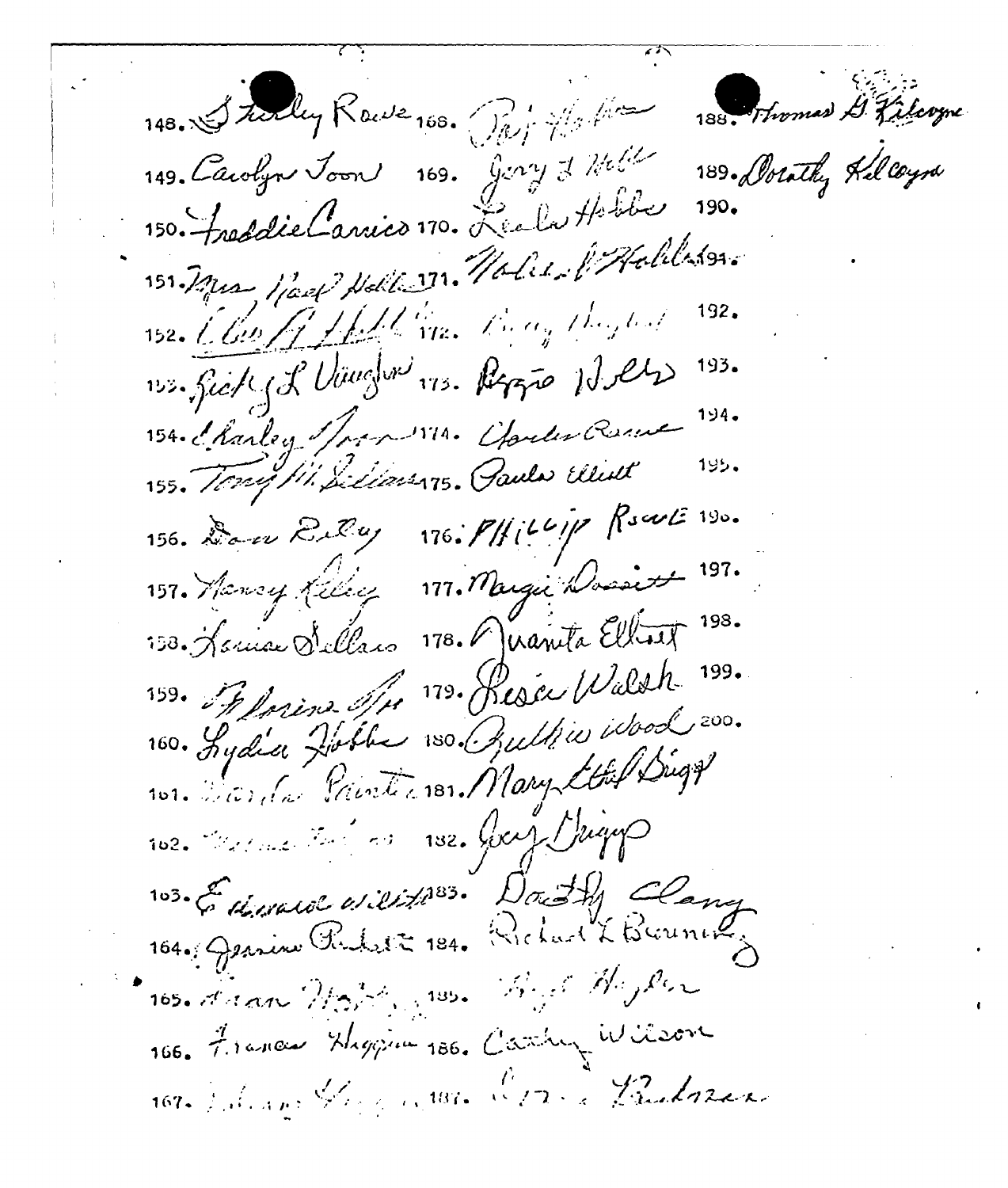148. Shirley Rowe
149. Carolyn Toon
150. Freddie Carrico
151. Mrs Hazel Hobbs
152. Clee A Hobbs
153. Ricky L Vaughn
154. Charley Toon
155. Tony M. Sellars
156. Don Riley
157. Nancy Riley
158. Louise Sellars
159. Florine Toon
160. Lydia Hobbs
161. Linda Printz
162. 
163. Edward Wilson
164. Jeanine Puckett
165. Susan Hobbs
166. Frances Higgins
167. 
168. 
169. Jerry T Hobbs
170. Leola Hobbs
171. Wallace Hobbs
172. 
173. Reggie Hobbs
174. Charles Rowe
175. Paula Elliott
176. Phillip Rowe
177. Margie Dossett
178. Juanita Elliott
179. Jessie Walsh
180. Ruthie Wood
181. Mary Ethel Driggs
182. Joey Driggs
183. Dorothy Clancy
184. Richard L Brunning
185. 
186. Cathy Wilson
187. 
188. Thomas G. Kilcoyne
189. Dorothy Kilcoyne
190.
191.
192.
193.
194.
195.
196.
197.
198.
199.
200.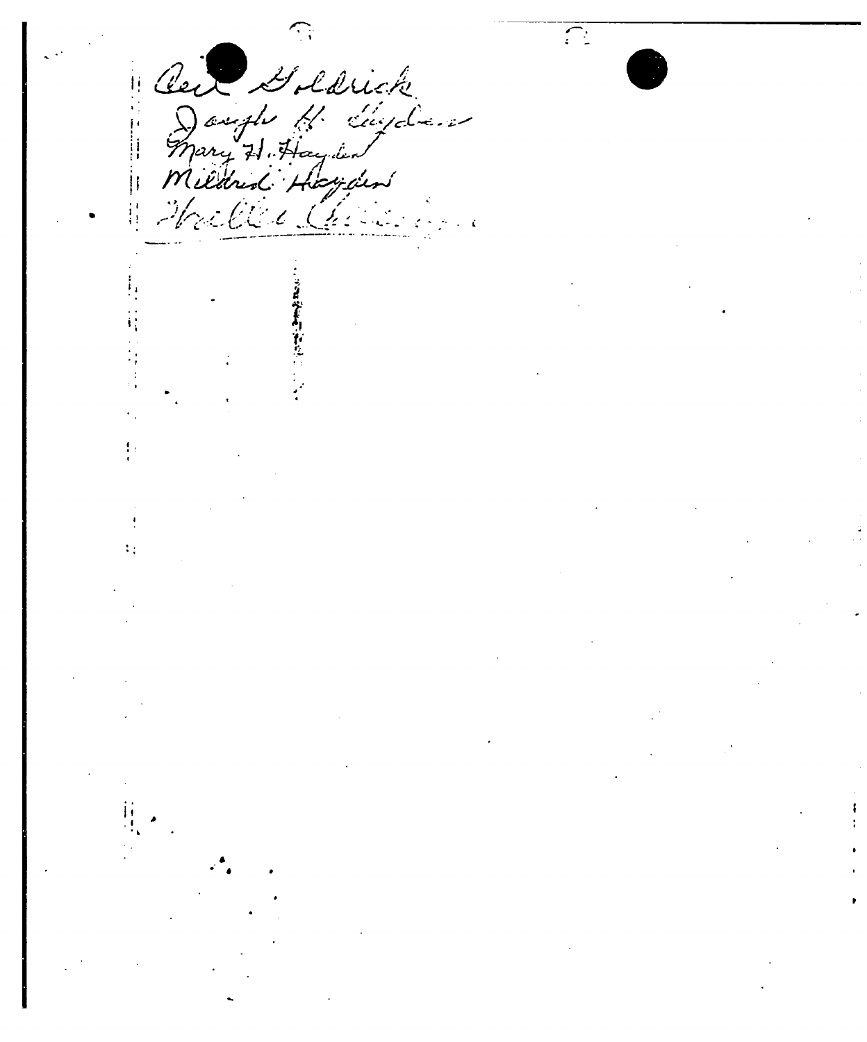Cecil Goldrick
Joseph H. Hayden
Mary H. Hayden
Mildred Hayden
Hollie C...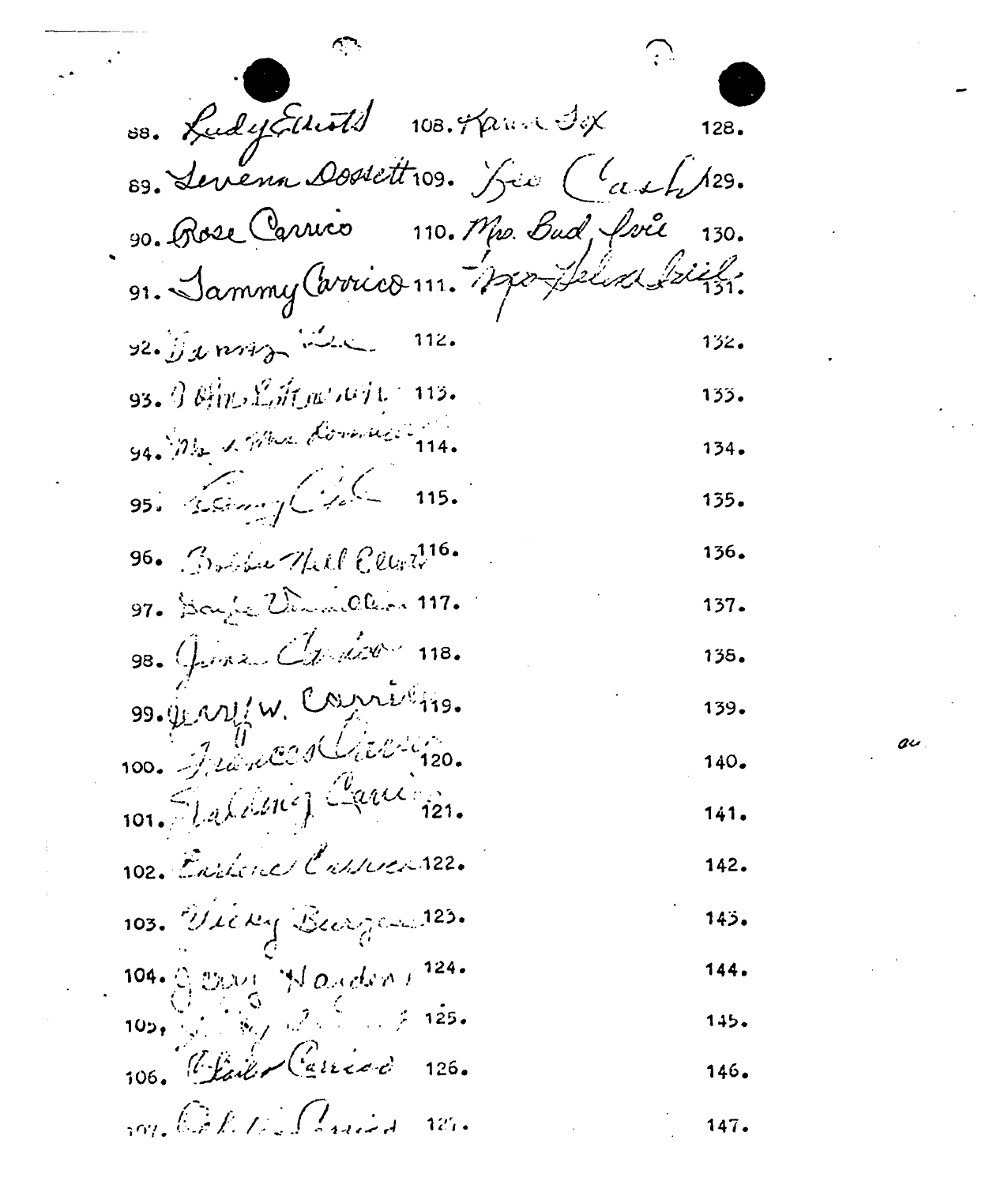88. Rudy Elliott 108. Karen Fox 128.

89. Levena Dossett 109. Lee Clark 129.

90. Rose Carrico 110. Mrs. Bud Fore 130.

91. Tammy Carrico 111. Mrs. Helen Fields 131.

92. Tammy Lee 112. 132.

93. Ottis Edmonson 113. 133.

94. Mr. & Mrs. Downey 114. 134.

95. Tammy Cecil 115. 135.

96. Bobbie Nell Elliott 116. 136.

97. Doyle Vanmeter 117. 137.

98. Jimmie Carrico 118. 138.

99. Jerry W. Carrico 119. 139.

100. Frances Carrico 120. 140.

101. Sterling Carrico 121. 141.

102. Earlene Carrico 122. 142.

103. Vicky Burgess 123. 143.

104. Jean Harden 124. 144.

105. 125. 145.

106. Walter Carrico 126. 146.

107. Carrico 127. 147.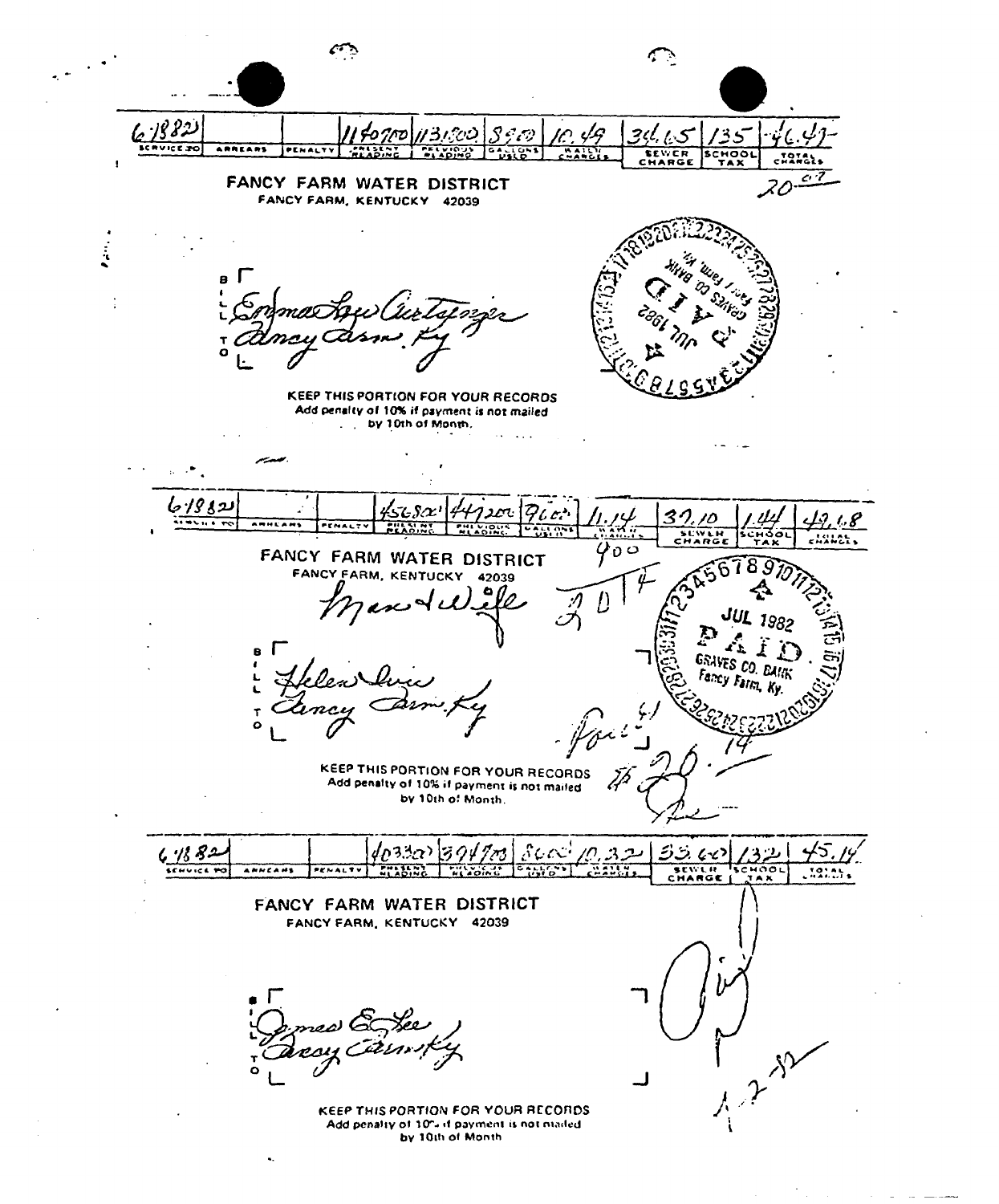| 6-18-82 | | | 1140700 | 1131800 | 8900 | 10.49 | 34.65 | 1.35 | 46.49 |
|---|---|---|---|---|---|---|---|---|---|
| SERVICE TO | ARREARS | PENALTY | PRESENT READING | PREVIOUS READING | GALLONS USED | WATER CHARGES | SEWER CHARGE | SCHOOL TAX | TOTAL CHARGES |

20.07

## FANCY FARM WATER DISTRICT

FANCY FARM, KENTUCKY 42039

BILL TO

Emma Lou Curtsinger
Fancy Farm, Ky

PAID
JUL 1982
GRAVES CO. BANK
Fancy Farm, Ky.

KEEP THIS PORTION FOR YOUR RECORDS
Add penalty of 10% if payment is not mailed by 10th of Month.

| 6-18-82 | | | 456800 | 447200 | 9600 | 11.14 | 37.10 | 1.44 | 49.68 |
|---|---|---|---|---|---|---|---|---|---|
| SERVICE TO | ARREARS | PENALTY | PRESENT READING | PREVIOUS READING | GALLONS USED | WATER CHARGES | SEWER CHARGE | SCHOOL TAX | TOTAL CHARGES |

400

## FANCY FARM WATER DISTRICT

FANCY FARM, KENTUCKY 42039

Man & Wife

20.14

BILL TO

Helen Lucy
Fancy Farm, Ky

PAID
JUL 1982
GRAVES CO. BANK
Fancy Farm, Ky.

Four 41

KEEP THIS PORTION FOR YOUR RECORDS
Add penalty of 10% if payment is not mailed by 10th of Month.

15 20.14

| 6-18-82 | | | 403300 | 394700 | 8600 | 10.32 | 33.60 | 1.32 | 45.14 |
|---|---|---|---|---|---|---|---|---|---|
| SERVICE TO | ARREARS | PENALTY | PRESENT READING | PREVIOUS READING | GALLONS USED | WATER CHARGES | SEWER CHARGE | SCHOOL TAX | TOTAL CHARGES |

## FANCY FARM WATER DISTRICT

FANCY FARM, KENTUCKY 42039

BILL TO

James E. Lee
Fancy Farm, Ky

1-2-82

KEEP THIS PORTION FOR YOUR RECORDS
Add penalty of 10% if payment is not mailed by 10th of Month